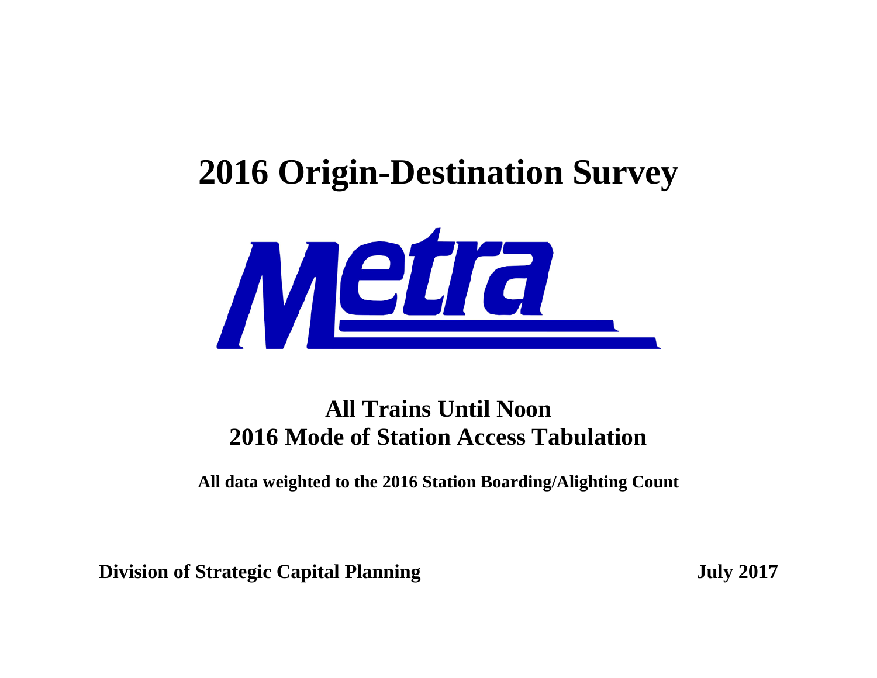# 2016 Origin-Destination Survey

Metra

## All Trains Until Noon
## 2016 Mode of Station Access Tabulation

**All data weighted to the 2016 Station Boarding/Alighting Count**

**Division of Strategic Capital Planning** **July 2017**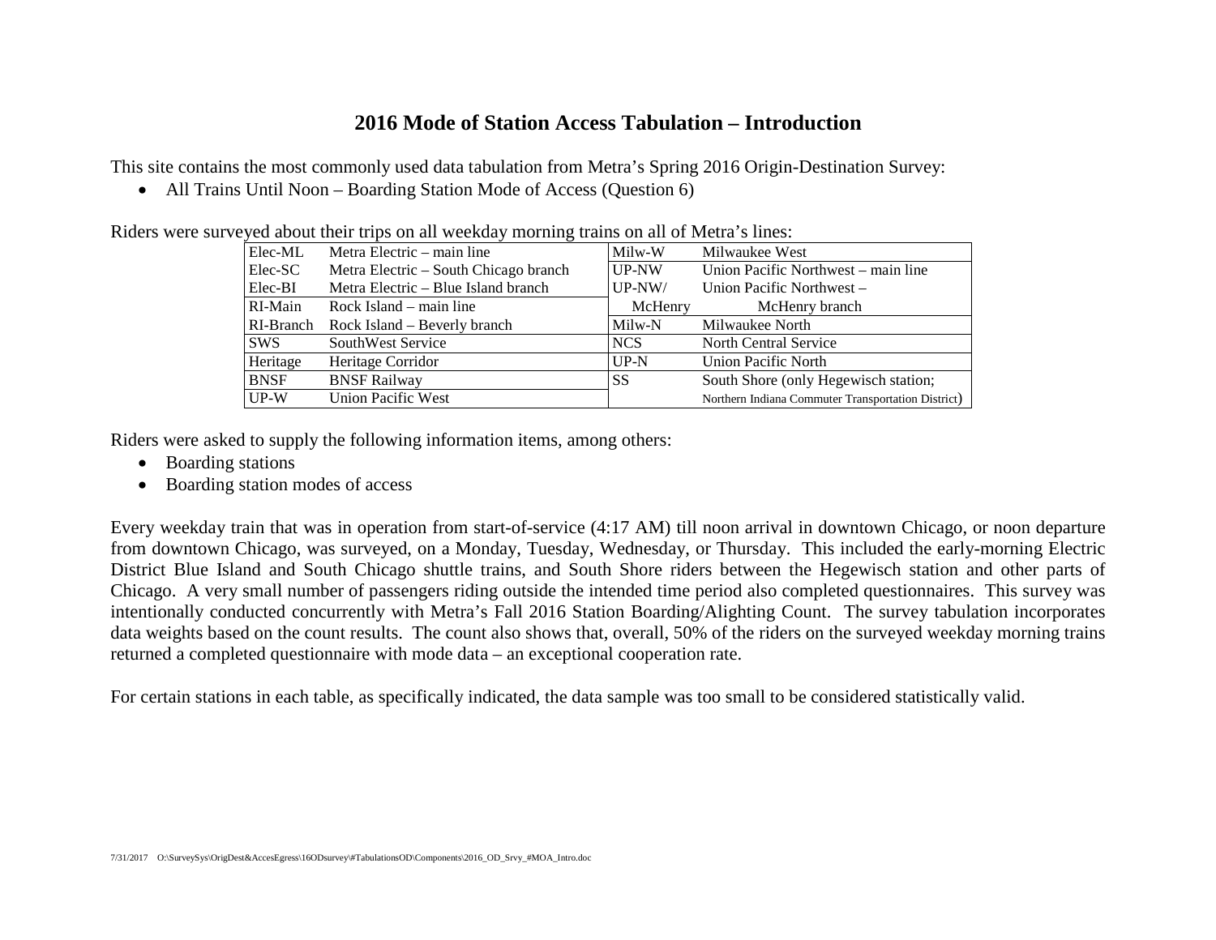# 2016 Mode of Station Access Tabulation – Introduction

This site contains the most commonly used data tabulation from Metra's Spring 2016 Origin-Destination Survey:

- All Trains Until Noon – Boarding Station Mode of Access (Question 6)

Riders were surveyed about their trips on all weekday morning trains on all of Metra's lines:

| | | | |
|---|---|---|---|
| Elec-ML | Metra Electric – main line | Milw-W | Milwaukee West |
| Elec-SC | Metra Electric – South Chicago branch | UP-NW | Union Pacific Northwest – main line |
| Elec-BI | Metra Electric – Blue Island branch | UP-NW/ McHenry | Union Pacific Northwest – McHenry branch |
| RI-Main | Rock Island – main line | | |
| RI-Branch | Rock Island – Beverly branch | Milw-N | Milwaukee North |
| SWS | SouthWest Service | NCS | North Central Service |
| Heritage | Heritage Corridor | UP-N | Union Pacific North |
| BNSF | BNSF Railway | SS | South Shore (only Hegewisch station; Northern Indiana Commuter Transportation District) |
| UP-W | Union Pacific West | | |

Riders were asked to supply the following information items, among others:

- Boarding stations
- Boarding station modes of access

Every weekday train that was in operation from start-of-service (4:17 AM) till noon arrival in downtown Chicago, or noon departure from downtown Chicago, was surveyed, on a Monday, Tuesday, Wednesday, or Thursday. This included the early-morning Electric District Blue Island and South Chicago shuttle trains, and South Shore riders between the Hegewisch station and other parts of Chicago. A very small number of passengers riding outside the intended time period also completed questionnaires. This survey was intentionally conducted concurrently with Metra's Fall 2016 Station Boarding/Alighting Count. The survey tabulation incorporates data weights based on the count results. The count also shows that, overall, 50% of the riders on the surveyed weekday morning trains returned a completed questionnaire with mode data – an exceptional cooperation rate.

For certain stations in each table, as specifically indicated, the data sample was too small to be considered statistically valid.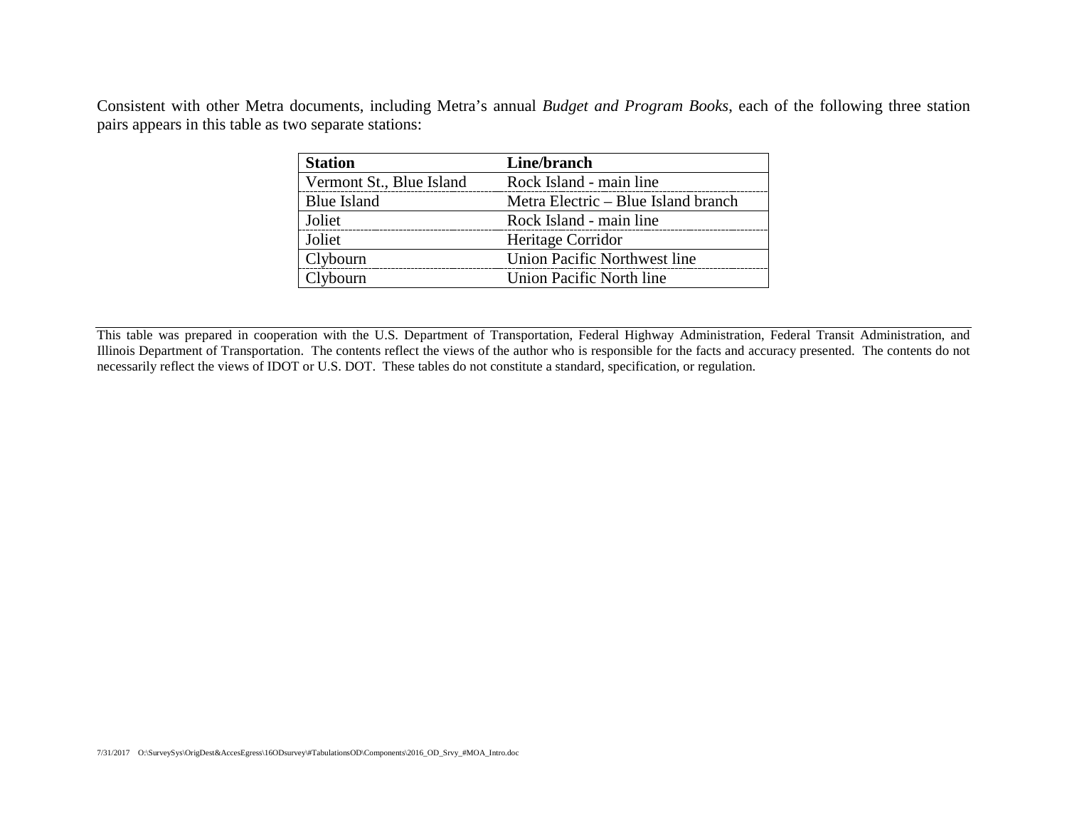Consistent with other Metra documents, including Metra's annual *Budget and Program Books*, each of the following three station pairs appears in this table as two separate stations:

| **Station** | **Line/branch** |
|---|---|
| Vermont St., Blue Island | Rock Island - main line |
| Blue Island | Metra Electric – Blue Island branch |
| Joliet | Rock Island - main line |
| Joliet | Heritage Corridor |
| Clybourn | Union Pacific Northwest line |
| Clybourn | Union Pacific North line |

---

This table was prepared in cooperation with the U.S. Department of Transportation, Federal Highway Administration, Federal Transit Administration, and Illinois Department of Transportation. The contents reflect the views of the author who is responsible for the facts and accuracy presented. The contents do not necessarily reflect the views of IDOT or U.S. DOT. These tables do not constitute a standard, specification, or regulation.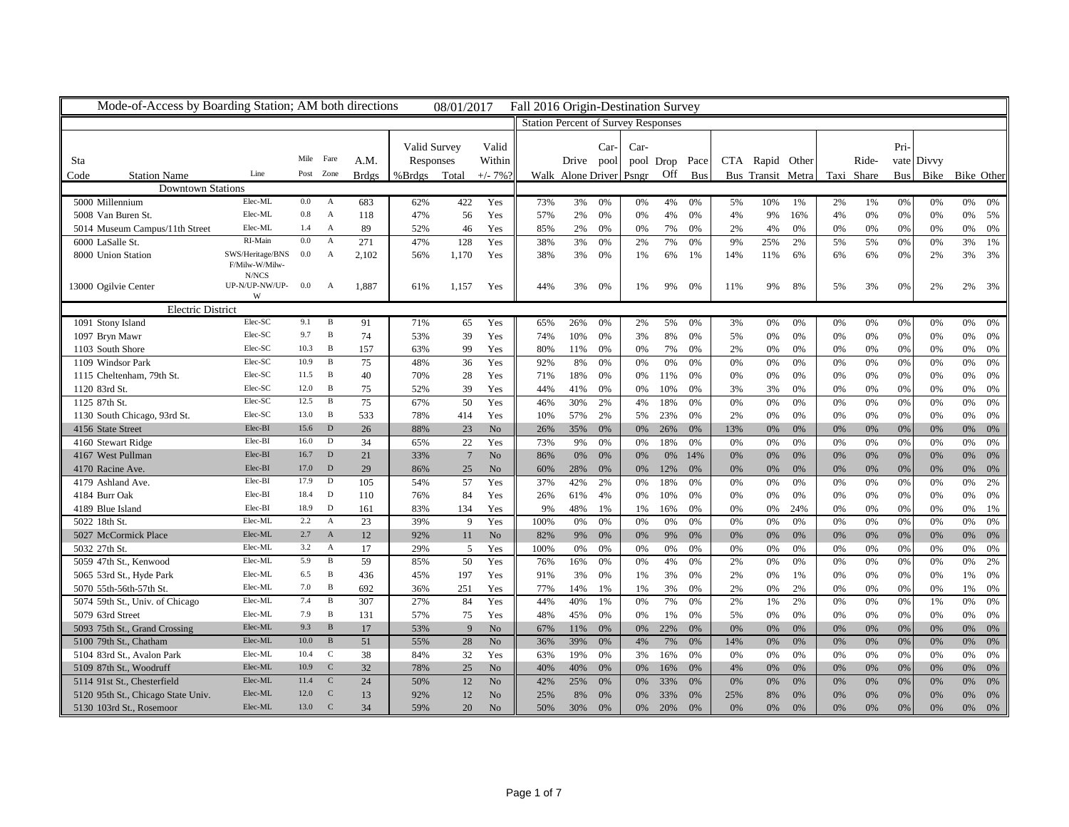Mode-of-Access by Boarding Station; AM both directions 08/01/2017 Fall 2016 Origin-Destination Survey

| Sta Code | Station Name | Line | Mile Post | Fare Zone | A.M. Brdgs | Valid Survey Responses %Brdgs | Valid Survey Responses Total | Valid Within +/- 7%? | Walk | Drive Alone | Car-pool Driver | Car-pool Psngr | Drop Off | Pace Bus | CTA Bus | Rapid Transit | Other Metra | Taxi | Ride-Share | Pri-vate Bus | Divvy Bike | Bike | Other |
|---|---|---|---|---|---|---|---|---|---|---|---|---|---|---|---|---|---|---|---|---|---|---|---|
| | **Downtown Stations** | | | | | | | | | | | | | | | | | | | | | | |
| 5000 | Millennium | Elec-ML | 0.0 | A | 683 | 62% | 422 | Yes | 73% | 3% | 0% | 0% | 4% | 0% | 5% | 10% | 1% | 2% | 1% | 0% | 0% | 0% | 0% |
| 5008 | Van Buren St. | Elec-ML | 0.8 | A | 118 | 47% | 56 | Yes | 57% | 2% | 0% | 0% | 4% | 0% | 4% | 9% | 16% | 4% | 0% | 0% | 0% | 0% | 5% |
| 5014 | Museum Campus/11th Street | Elec-ML | 1.4 | A | 89 | 52% | 46 | Yes | 85% | 2% | 0% | 0% | 7% | 0% | 2% | 4% | 0% | 0% | 0% | 0% | 0% | 0% | 0% |
| 6000 | LaSalle St. | RI-Main | 0.0 | A | 271 | 47% | 128 | Yes | 38% | 3% | 0% | 2% | 7% | 0% | 9% | 25% | 2% | 5% | 5% | 0% | 0% | 3% | 1% |
| 8000 | Union Station | SWS/Heritage/BNSF/Milw-W/Milw-N/NCS | 0.0 | A | 2,102 | 56% | 1,170 | Yes | 38% | 3% | 0% | 1% | 6% | 1% | 14% | 11% | 6% | 6% | 6% | 0% | 2% | 3% | 3% |
| 13000 | Ogilvie Center | UP-N/UP-NW/UP-W | 0.0 | A | 1,887 | 61% | 1,157 | Yes | 44% | 3% | 0% | 1% | 9% | 0% | 11% | 9% | 8% | 5% | 3% | 0% | 2% | 2% | 3% |
| | **Electric District** | | | | | | | | | | | | | | | | | | | | | | |
| 1091 | Stony Island | Elec-SC | 9.1 | B | 91 | 71% | 65 | Yes | 65% | 26% | 0% | 2% | 5% | 0% | 3% | 0% | 0% | 0% | 0% | 0% | 0% | 0% | 0% |
| 1097 | Bryn Mawr | Elec-SC | 9.7 | B | 74 | 53% | 39 | Yes | 74% | 10% | 0% | 3% | 8% | 0% | 5% | 0% | 0% | 0% | 0% | 0% | 0% | 0% | 0% |
| 1103 | South Shore | Elec-SC | 10.3 | B | 157 | 63% | 99 | Yes | 80% | 11% | 0% | 0% | 7% | 0% | 2% | 0% | 0% | 0% | 0% | 0% | 0% | 0% | 0% |
| 1109 | Windsor Park | Elec-SC | 10.9 | B | 75 | 48% | 36 | Yes | 92% | 8% | 0% | 0% | 0% | 0% | 0% | 0% | 0% | 0% | 0% | 0% | 0% | 0% | 0% |
| 1115 | Cheltenham, 79th St. | Elec-SC | 11.5 | B | 40 | 70% | 28 | Yes | 71% | 18% | 0% | 0% | 11% | 0% | 0% | 0% | 0% | 0% | 0% | 0% | 0% | 0% | 0% |
| 1120 | 83rd St. | Elec-SC | 12.0 | B | 75 | 52% | 39 | Yes | 44% | 41% | 0% | 0% | 10% | 0% | 3% | 3% | 0% | 0% | 0% | 0% | 0% | 0% | 0% |
| 1125 | 87th St. | Elec-SC | 12.5 | B | 75 | 67% | 50 | Yes | 46% | 30% | 2% | 4% | 18% | 0% | 0% | 0% | 0% | 0% | 0% | 0% | 0% | 0% | 0% |
| 1130 | South Chicago, 93rd St. | Elec-SC | 13.0 | B | 533 | 78% | 414 | Yes | 10% | 57% | 2% | 5% | 23% | 0% | 2% | 0% | 0% | 0% | 0% | 0% | 0% | 0% | 0% |
| 4156 | State Street | Elec-BI | 15.6 | D | 26 | 88% | 23 | No | 26% | 35% | 0% | 0% | 26% | 0% | 13% | 0% | 0% | 0% | 0% | 0% | 0% | 0% | 0% |
| 4160 | Stewart Ridge | Elec-BI | 16.0 | D | 34 | 65% | 22 | Yes | 73% | 9% | 0% | 0% | 18% | 0% | 0% | 0% | 0% | 0% | 0% | 0% | 0% | 0% | 0% |
| 4167 | West Pullman | Elec-BI | 16.7 | D | 21 | 33% | 7 | No | 86% | 0% | 0% | 0% | 0% | 14% | 0% | 0% | 0% | 0% | 0% | 0% | 0% | 0% | 0% |
| 4170 | Racine Ave. | Elec-BI | 17.0 | D | 29 | 86% | 25 | No | 60% | 28% | 0% | 0% | 12% | 0% | 0% | 0% | 0% | 0% | 0% | 0% | 0% | 0% | 0% |
| 4179 | Ashland Ave. | Elec-BI | 17.9 | D | 105 | 54% | 57 | Yes | 37% | 42% | 2% | 0% | 18% | 0% | 0% | 0% | 0% | 0% | 0% | 0% | 0% | 0% | 2% |
| 4184 | Burr Oak | Elec-BI | 18.4 | D | 110 | 76% | 84 | Yes | 26% | 61% | 4% | 0% | 10% | 0% | 0% | 0% | 0% | 0% | 0% | 0% | 0% | 0% | 0% |
| 4189 | Blue Island | Elec-BI | 18.9 | D | 161 | 83% | 134 | Yes | 9% | 48% | 1% | 1% | 16% | 0% | 0% | 0% | 24% | 0% | 0% | 0% | 0% | 0% | 1% |
| 5022 | 18th St. | Elec-ML | 2.2 | A | 23 | 39% | 9 | Yes | 100% | 0% | 0% | 0% | 0% | 0% | 0% | 0% | 0% | 0% | 0% | 0% | 0% | 0% | 0% |
| 5027 | McCormick Place | Elec-ML | 2.7 | A | 12 | 92% | 11 | No | 82% | 9% | 0% | 0% | 9% | 0% | 0% | 0% | 0% | 0% | 0% | 0% | 0% | 0% | 0% |
| 5032 | 27th St. | Elec-ML | 3.2 | A | 17 | 29% | 5 | Yes | 100% | 0% | 0% | 0% | 0% | 0% | 0% | 0% | 0% | 0% | 0% | 0% | 0% | 0% | 0% |
| 5059 | 47th St., Kenwood | Elec-ML | 5.9 | B | 59 | 85% | 50 | Yes | 76% | 16% | 0% | 0% | 4% | 0% | 2% | 0% | 0% | 0% | 0% | 0% | 0% | 0% | 2% |
| 5065 | 53rd St., Hyde Park | Elec-ML | 6.5 | B | 436 | 45% | 197 | Yes | 91% | 3% | 0% | 1% | 3% | 0% | 2% | 0% | 1% | 0% | 0% | 0% | 0% | 1% | 0% |
| 5070 | 55th-56th-57th St. | Elec-ML | 7.0 | B | 692 | 36% | 251 | Yes | 77% | 14% | 1% | 1% | 3% | 0% | 2% | 0% | 2% | 0% | 0% | 0% | 0% | 1% | 0% |
| 5074 | 59th St., Univ. of Chicago | Elec-ML | 7.4 | B | 307 | 27% | 84 | Yes | 44% | 40% | 1% | 0% | 7% | 0% | 2% | 1% | 2% | 0% | 0% | 0% | 1% | 0% | 0% |
| 5079 | 63rd Street | Elec-ML | 7.9 | B | 131 | 57% | 75 | Yes | 48% | 45% | 0% | 0% | 1% | 0% | 5% | 0% | 0% | 0% | 0% | 0% | 0% | 0% | 0% |
| 5093 | 75th St., Grand Crossing | Elec-ML | 9.3 | B | 17 | 53% | 9 | No | 67% | 11% | 0% | 0% | 22% | 0% | 0% | 0% | 0% | 0% | 0% | 0% | 0% | 0% | 0% |
| 5100 | 79th St., Chatham | Elec-ML | 10.0 | B | 51 | 55% | 28 | No | 36% | 39% | 0% | 4% | 7% | 0% | 14% | 0% | 0% | 0% | 0% | 0% | 0% | 0% | 0% |
| 5104 | 83rd St., Avalon Park | Elec-ML | 10.4 | C | 38 | 84% | 32 | Yes | 63% | 19% | 0% | 3% | 16% | 0% | 0% | 0% | 0% | 0% | 0% | 0% | 0% | 0% | 0% |
| 5109 | 87th St., Woodruff | Elec-ML | 10.9 | C | 32 | 78% | 25 | No | 40% | 40% | 0% | 0% | 16% | 0% | 4% | 0% | 0% | 0% | 0% | 0% | 0% | 0% | 0% |
| 5114 | 91st St., Chesterfield | Elec-ML | 11.4 | C | 24 | 50% | 12 | No | 42% | 25% | 0% | 0% | 33% | 0% | 0% | 0% | 0% | 0% | 0% | 0% | 0% | 0% | 0% |
| 5120 | 95th St., Chicago State Univ. | Elec-ML | 12.0 | C | 13 | 92% | 12 | No | 25% | 8% | 0% | 0% | 33% | 0% | 25% | 8% | 0% | 0% | 0% | 0% | 0% | 0% | 0% |
| 5130 | 103rd St., Rosemoor | Elec-ML | 13.0 | C | 34 | 59% | 20 | No | 50% | 30% | 0% | 0% | 20% | 0% | 0% | 0% | 0% | 0% | 0% | 0% | 0% | 0% | 0% |

Station Percent of Survey Responses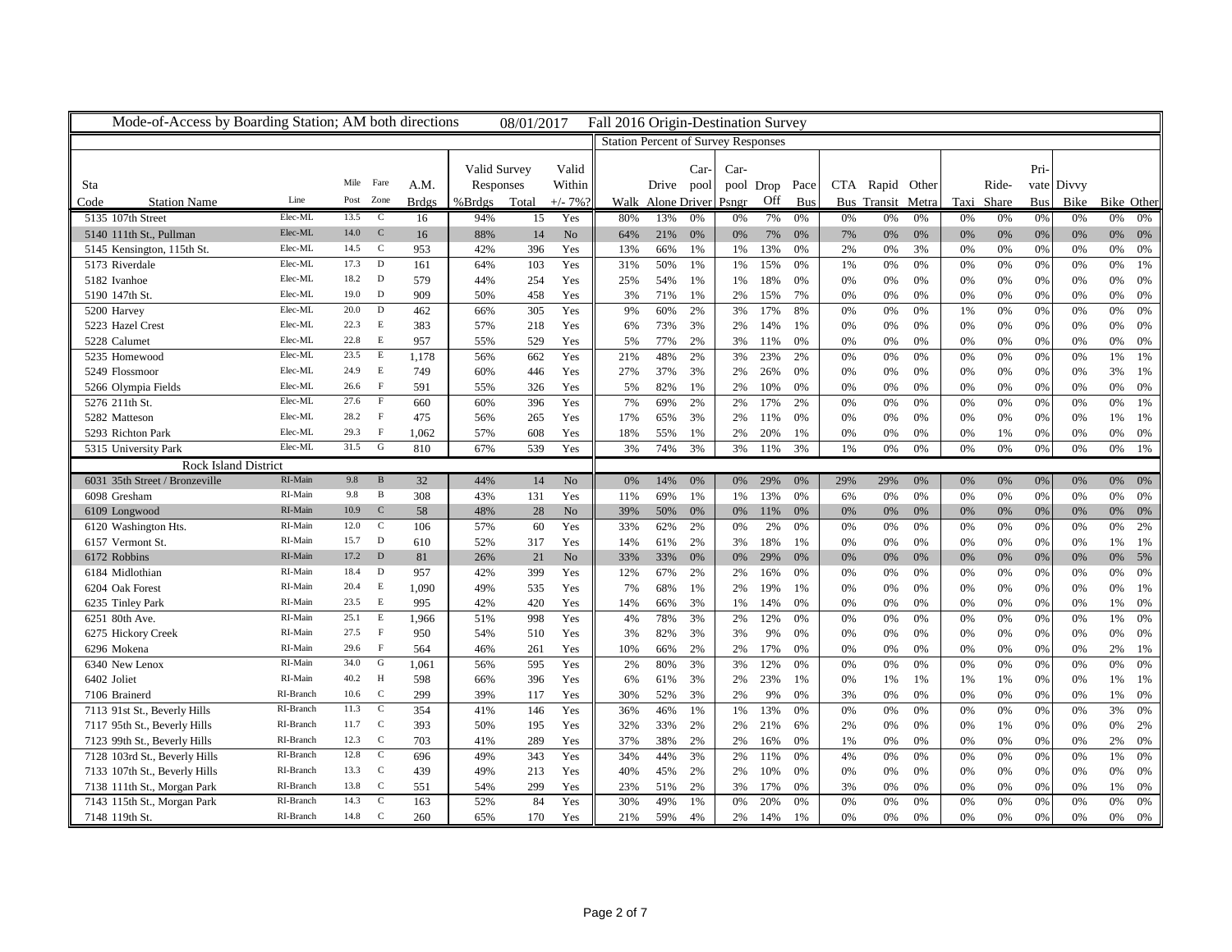Mode-of-Access by Boarding Station; AM both directions 08/01/2017 Fall 2016 Origin-Destination Survey

| | | | | | | Valid Survey | | Valid | Station Percent of Survey Responses | | | | | | | | | | | | | | | |
|---|---|---|---|---|---|---|---|---|---|---|---|---|---|---|---|---|---|---|---|---|---|---|---|---|
| Sta Code | Station Name | Line | Mile Post | Fare Zone | A.M. Brdgs | Responses %Brdgs | Total | Within +/- 7%? | Walk | Drive Alone | Car-pool Driver | Car-pool Psngr | Drop Off | Pace Bus | CTA Bus | Rapid Transit | Other Metra | Taxi | Ride-Share | Pri-vate Bus | Divvy Bike | Bike | Other |
| 5135 | 107th Street | Elec-ML | 13.5 | C | 16 | 94% | 15 | Yes | 80% | 13% | 0% | 0% | 7% | 0% | 0% | 0% | 0% | 0% | 0% | 0% | 0% | 0% | 0% |
| 5140 | 111th St., Pullman | Elec-ML | 14.0 | C | 16 | 88% | 14 | No | 64% | 21% | 0% | 0% | 7% | 0% | 7% | 0% | 0% | 0% | 0% | 0% | 0% | 0% | 0% |
| 5145 | Kensington, 115th St. | Elec-ML | 14.5 | C | 953 | 42% | 396 | Yes | 13% | 66% | 1% | 1% | 13% | 0% | 2% | 0% | 3% | 0% | 0% | 0% | 0% | 0% | 0% |
| 5173 | Riverdale | Elec-ML | 17.3 | D | 161 | 64% | 103 | Yes | 31% | 50% | 1% | 1% | 15% | 0% | 1% | 0% | 0% | 0% | 0% | 0% | 0% | 0% | 1% |
| 5182 | Ivanhoe | Elec-ML | 18.2 | D | 579 | 44% | 254 | Yes | 25% | 54% | 1% | 1% | 18% | 0% | 0% | 0% | 0% | 0% | 0% | 0% | 0% | 0% | 0% |
| 5190 | 147th St. | Elec-ML | 19.0 | D | 909 | 50% | 458 | Yes | 3% | 71% | 1% | 2% | 15% | 7% | 0% | 0% | 0% | 0% | 0% | 0% | 0% | 0% | 0% |
| 5200 | Harvey | Elec-ML | 20.0 | D | 462 | 66% | 305 | Yes | 9% | 60% | 2% | 3% | 17% | 8% | 0% | 0% | 0% | 1% | 0% | 0% | 0% | 0% | 0% |
| 5223 | Hazel Crest | Elec-ML | 22.3 | E | 383 | 57% | 218 | Yes | 6% | 73% | 3% | 2% | 14% | 1% | 0% | 0% | 0% | 0% | 0% | 0% | 0% | 0% | 0% |
| 5228 | Calumet | Elec-ML | 22.8 | E | 957 | 55% | 529 | Yes | 5% | 77% | 2% | 3% | 11% | 0% | 0% | 0% | 0% | 0% | 0% | 0% | 0% | 0% | 0% |
| 5235 | Homewood | Elec-ML | 23.5 | E | 1,178 | 56% | 662 | Yes | 21% | 48% | 2% | 3% | 23% | 2% | 0% | 0% | 0% | 0% | 0% | 0% | 0% | 1% | 1% |
| 5249 | Flossmoor | Elec-ML | 24.9 | E | 749 | 60% | 446 | Yes | 27% | 37% | 3% | 2% | 26% | 0% | 0% | 0% | 0% | 0% | 0% | 0% | 0% | 3% | 1% |
| 5266 | Olympia Fields | Elec-ML | 26.6 | F | 591 | 55% | 326 | Yes | 5% | 82% | 1% | 2% | 10% | 0% | 0% | 0% | 0% | 0% | 0% | 0% | 0% | 0% | 0% |
| 5276 | 211th St. | Elec-ML | 27.6 | F | 660 | 60% | 396 | Yes | 7% | 69% | 2% | 2% | 17% | 2% | 0% | 0% | 0% | 0% | 0% | 0% | 0% | 0% | 1% |
| 5282 | Matteson | Elec-ML | 28.2 | F | 475 | 56% | 265 | Yes | 17% | 65% | 3% | 2% | 11% | 0% | 0% | 0% | 0% | 0% | 0% | 0% | 0% | 1% | 1% |
| 5293 | Richton Park | Elec-ML | 29.3 | F | 1,062 | 57% | 608 | Yes | 18% | 55% | 1% | 2% | 20% | 1% | 0% | 0% | 0% | 0% | 1% | 0% | 0% | 0% | 0% |
| 5315 | University Park | Elec-ML | 31.5 | G | 810 | 67% | 539 | Yes | 3% | 74% | 3% | 3% | 11% | 3% | 1% | 0% | 0% | 0% | 0% | 0% | 0% | 0% | 1% |
| | **Rock Island District** | | | | | | | | | | | | | | | | | | | | | | |
| 6031 | 35th Street / Bronzeville | RI-Main | 9.8 | B | 32 | 44% | 14 | No | 0% | 14% | 0% | 0% | 29% | 0% | 29% | 29% | 0% | 0% | 0% | 0% | 0% | 0% | 0% |
| 6098 | Gresham | RI-Main | 9.8 | B | 308 | 43% | 131 | Yes | 11% | 69% | 1% | 1% | 13% | 0% | 6% | 0% | 0% | 0% | 0% | 0% | 0% | 0% | 0% |
| 6109 | Longwood | RI-Main | 10.9 | C | 58 | 48% | 28 | No | 39% | 50% | 0% | 0% | 11% | 0% | 0% | 0% | 0% | 0% | 0% | 0% | 0% | 0% | 0% |
| 6120 | Washington Hts. | RI-Main | 12.0 | C | 106 | 57% | 60 | Yes | 33% | 62% | 2% | 0% | 2% | 0% | 0% | 0% | 0% | 0% | 0% | 0% | 0% | 0% | 2% |
| 6157 | Vermont St. | RI-Main | 15.7 | D | 610 | 52% | 317 | Yes | 14% | 61% | 2% | 3% | 18% | 1% | 0% | 0% | 0% | 0% | 0% | 0% | 0% | 1% | 1% |
| 6172 | Robbins | RI-Main | 17.2 | D | 81 | 26% | 21 | No | 33% | 33% | 0% | 0% | 29% | 0% | 0% | 0% | 0% | 0% | 0% | 0% | 0% | 0% | 5% |
| 6184 | Midlothian | RI-Main | 18.4 | D | 957 | 42% | 399 | Yes | 12% | 67% | 2% | 2% | 16% | 0% | 0% | 0% | 0% | 0% | 0% | 0% | 0% | 0% | 0% |
| 6204 | Oak Forest | RI-Main | 20.4 | E | 1,090 | 49% | 535 | Yes | 7% | 68% | 1% | 2% | 19% | 1% | 0% | 0% | 0% | 0% | 0% | 0% | 0% | 0% | 1% |
| 6235 | Tinley Park | RI-Main | 23.5 | E | 995 | 42% | 420 | Yes | 14% | 66% | 3% | 1% | 14% | 0% | 0% | 0% | 0% | 0% | 0% | 0% | 0% | 1% | 0% |
| 6251 | 80th Ave. | RI-Main | 25.1 | E | 1,966 | 51% | 998 | Yes | 4% | 78% | 3% | 2% | 12% | 0% | 0% | 0% | 0% | 0% | 0% | 0% | 0% | 1% | 0% |
| 6275 | Hickory Creek | RI-Main | 27.5 | F | 950 | 54% | 510 | Yes | 3% | 82% | 3% | 3% | 9% | 0% | 0% | 0% | 0% | 0% | 0% | 0% | 0% | 0% | 0% |
| 6296 | Mokena | RI-Main | 29.6 | F | 564 | 46% | 261 | Yes | 10% | 66% | 2% | 2% | 17% | 0% | 0% | 0% | 0% | 0% | 0% | 0% | 0% | 2% | 1% |
| 6340 | New Lenox | RI-Main | 34.0 | G | 1,061 | 56% | 595 | Yes | 2% | 80% | 3% | 3% | 12% | 0% | 0% | 0% | 0% | 0% | 0% | 0% | 0% | 0% | 0% |
| 6402 | Joliet | RI-Main | 40.2 | H | 598 | 66% | 396 | Yes | 6% | 61% | 3% | 2% | 23% | 1% | 0% | 1% | 1% | 1% | 1% | 0% | 0% | 1% | 1% |
| 7106 | Brainerd | RI-Branch | 10.6 | C | 299 | 39% | 117 | Yes | 30% | 52% | 3% | 2% | 9% | 0% | 3% | 0% | 0% | 0% | 0% | 0% | 0% | 1% | 0% |
| 7113 | 91st St., Beverly Hills | RI-Branch | 11.3 | C | 354 | 41% | 146 | Yes | 36% | 46% | 1% | 1% | 13% | 0% | 0% | 0% | 0% | 0% | 0% | 0% | 0% | 3% | 0% |
| 7117 | 95th St., Beverly Hills | RI-Branch | 11.7 | C | 393 | 50% | 195 | Yes | 32% | 33% | 2% | 2% | 21% | 6% | 2% | 0% | 0% | 0% | 1% | 0% | 0% | 0% | 2% |
| 7123 | 99th St., Beverly Hills | RI-Branch | 12.3 | C | 703 | 41% | 289 | Yes | 37% | 38% | 2% | 2% | 16% | 0% | 1% | 0% | 0% | 0% | 0% | 0% | 0% | 2% | 0% |
| 7128 | 103rd St., Beverly Hills | RI-Branch | 12.8 | C | 696 | 49% | 343 | Yes | 34% | 44% | 3% | 2% | 11% | 0% | 4% | 0% | 0% | 0% | 0% | 0% | 0% | 1% | 0% |
| 7133 | 107th St., Beverly Hills | RI-Branch | 13.3 | C | 439 | 49% | 213 | Yes | 40% | 45% | 2% | 2% | 10% | 0% | 0% | 0% | 0% | 0% | 0% | 0% | 0% | 0% | 0% |
| 7138 | 111th St., Morgan Park | RI-Branch | 13.8 | C | 551 | 54% | 299 | Yes | 23% | 51% | 2% | 3% | 17% | 0% | 3% | 0% | 0% | 0% | 0% | 0% | 0% | 1% | 0% |
| 7143 | 115th St., Morgan Park | RI-Branch | 14.3 | C | 163 | 52% | 84 | Yes | 30% | 49% | 1% | 0% | 20% | 0% | 0% | 0% | 0% | 0% | 0% | 0% | 0% | 0% | 0% |
| 7148 | 119th St. | RI-Branch | 14.8 | C | 260 | 65% | 170 | Yes | 21% | 59% | 4% | 2% | 14% | 1% | 0% | 0% | 0% | 0% | 0% | 0% | 0% | 0% | 0% |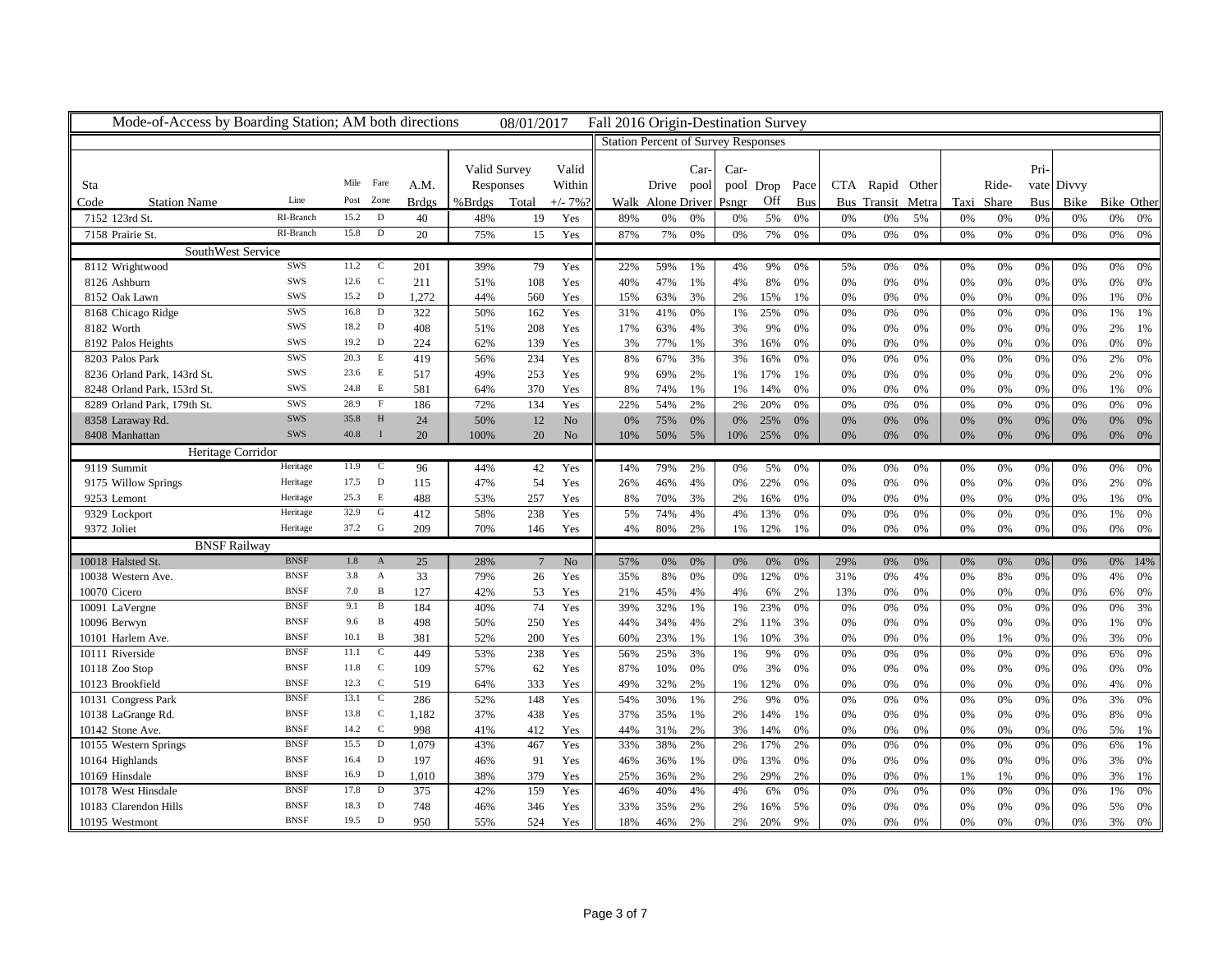Mode-of-Access by Boarding Station; AM both directions 08/01/2017 Fall 2016 Origin-Destination Survey

| Sta Code | Station Name | Line | Mile Post | Fare Zone | A.M. Brdgs | Valid Survey Responses %Brdgs | Valid Survey Responses Total | Valid Within +/- 7%? | Walk | Drive Alone | Car-pool Driver | Car-pool Psngr | Drop Off | Pace Bus | CTA Bus | Rapid Transit | Other Metra | Taxi | Ride-Share | Private Bus | Divvy Bike | Bike | Other |
|---|---|---|---|---|---|---|---|---|---|---|---|---|---|---|---|---|---|---|---|---|---|---|---|
| | | | | | | | | | Station Percent of Survey Responses | | | | | | | | | | | | | | |
| 7152 | 123rd St. | RI-Branch | 15.2 | D | 40 | 48% | 19 | Yes | 89% | 0% | 0% | 0% | 5% | 0% | 0% | 0% | 5% | 0% | 0% | 0% | 0% | 0% | 0% |
| 7158 | Prairie St. | RI-Branch | 15.8 | D | 20 | 75% | 15 | Yes | 87% | 7% | 0% | 0% | 7% | 0% | 0% | 0% | 0% | 0% | 0% | 0% | 0% | 0% | 0% |
| | **SouthWest Service** | | | | | | | | | | | | | | | | | | | | | | |
| 8112 | Wrightwood | SWS | 11.2 | C | 201 | 39% | 79 | Yes | 22% | 59% | 1% | 4% | 9% | 0% | 5% | 0% | 0% | 0% | 0% | 0% | 0% | 0% | 0% |
| 8126 | Ashburn | SWS | 12.6 | C | 211 | 51% | 108 | Yes | 40% | 47% | 1% | 4% | 8% | 0% | 0% | 0% | 0% | 0% | 0% | 0% | 0% | 0% | 0% |
| 8152 | Oak Lawn | SWS | 15.2 | D | 1,272 | 44% | 560 | Yes | 15% | 63% | 3% | 2% | 15% | 1% | 0% | 0% | 0% | 0% | 0% | 0% | 0% | 1% | 0% |
| 8168 | Chicago Ridge | SWS | 16.8 | D | 322 | 50% | 162 | Yes | 31% | 41% | 0% | 1% | 25% | 0% | 0% | 0% | 0% | 0% | 0% | 0% | 0% | 1% | 1% |
| 8182 | Worth | SWS | 18.2 | D | 408 | 51% | 208 | Yes | 17% | 63% | 4% | 3% | 9% | 0% | 0% | 0% | 0% | 0% | 0% | 0% | 0% | 2% | 1% |
| 8192 | Palos Heights | SWS | 19.2 | D | 224 | 62% | 139 | Yes | 3% | 77% | 1% | 3% | 16% | 0% | 0% | 0% | 0% | 0% | 0% | 0% | 0% | 0% | 0% |
| 8203 | Palos Park | SWS | 20.3 | E | 419 | 56% | 234 | Yes | 8% | 67% | 3% | 3% | 16% | 0% | 0% | 0% | 0% | 0% | 0% | 0% | 0% | 2% | 0% |
| 8236 | Orland Park, 143rd St. | SWS | 23.6 | E | 517 | 49% | 253 | Yes | 9% | 69% | 2% | 1% | 17% | 1% | 0% | 0% | 0% | 0% | 0% | 0% | 0% | 2% | 0% |
| 8248 | Orland Park, 153rd St. | SWS | 24.8 | E | 581 | 64% | 370 | Yes | 8% | 74% | 1% | 1% | 14% | 0% | 0% | 0% | 0% | 0% | 0% | 0% | 0% | 1% | 0% |
| 8289 | Orland Park, 179th St. | SWS | 28.9 | F | 186 | 72% | 134 | Yes | 22% | 54% | 2% | 2% | 20% | 0% | 0% | 0% | 0% | 0% | 0% | 0% | 0% | 0% | 0% |
| 8358 | Laraway Rd. | SWS | 35.8 | H | 24 | 50% | 12 | No | 0% | 75% | 0% | 0% | 25% | 0% | 0% | 0% | 0% | 0% | 0% | 0% | 0% | 0% | 0% |
| 8408 | Manhattan | SWS | 40.8 | I | 20 | 100% | 20 | No | 10% | 50% | 5% | 10% | 25% | 0% | 0% | 0% | 0% | 0% | 0% | 0% | 0% | 0% | 0% |
| | **Heritage Corridor** | | | | | | | | | | | | | | | | | | | | | | |
| 9119 | Summit | Heritage | 11.9 | C | 96 | 44% | 42 | Yes | 14% | 79% | 2% | 0% | 5% | 0% | 0% | 0% | 0% | 0% | 0% | 0% | 0% | 0% | 0% |
| 9175 | Willow Springs | Heritage | 17.5 | D | 115 | 47% | 54 | Yes | 26% | 46% | 4% | 0% | 22% | 0% | 0% | 0% | 0% | 0% | 0% | 0% | 0% | 2% | 0% |
| 9253 | Lemont | Heritage | 25.3 | E | 488 | 53% | 257 | Yes | 8% | 70% | 3% | 2% | 16% | 0% | 0% | 0% | 0% | 0% | 0% | 0% | 0% | 1% | 0% |
| 9329 | Lockport | Heritage | 32.9 | G | 412 | 58% | 238 | Yes | 5% | 74% | 4% | 4% | 13% | 0% | 0% | 0% | 0% | 0% | 0% | 0% | 0% | 1% | 0% |
| 9372 | Joliet | Heritage | 37.2 | G | 209 | 70% | 146 | Yes | 4% | 80% | 2% | 1% | 12% | 1% | 0% | 0% | 0% | 0% | 0% | 0% | 0% | 0% | 0% |
| | **BNSF Railway** | | | | | | | | | | | | | | | | | | | | | | |
| 10018 | Halsted St. | BNSF | 1.8 | A | 25 | 28% | 7 | No | 57% | 0% | 0% | 0% | 0% | 0% | 29% | 0% | 0% | 0% | 0% | 0% | 0% | 0% | 14% |
| 10038 | Western Ave. | BNSF | 3.8 | A | 33 | 79% | 26 | Yes | 35% | 8% | 0% | 0% | 12% | 0% | 31% | 0% | 4% | 0% | 8% | 0% | 0% | 4% | 0% |
| 10070 | Cicero | BNSF | 7.0 | B | 127 | 42% | 53 | Yes | 21% | 45% | 4% | 4% | 6% | 2% | 13% | 0% | 0% | 0% | 0% | 0% | 0% | 6% | 0% |
| 10091 | LaVergne | BNSF | 9.1 | B | 184 | 40% | 74 | Yes | 39% | 32% | 1% | 1% | 23% | 0% | 0% | 0% | 0% | 0% | 0% | 0% | 0% | 0% | 3% |
| 10096 | Berwyn | BNSF | 9.6 | B | 498 | 50% | 250 | Yes | 44% | 34% | 4% | 2% | 11% | 3% | 0% | 0% | 0% | 0% | 0% | 0% | 0% | 1% | 0% |
| 10101 | Harlem Ave. | BNSF | 10.1 | B | 381 | 52% | 200 | Yes | 60% | 23% | 1% | 1% | 10% | 3% | 0% | 0% | 0% | 0% | 1% | 0% | 0% | 3% | 0% |
| 10111 | Riverside | BNSF | 11.1 | C | 449 | 53% | 238 | Yes | 56% | 25% | 3% | 1% | 9% | 0% | 0% | 0% | 0% | 0% | 0% | 0% | 0% | 6% | 0% |
| 10118 | Zoo Stop | BNSF | 11.8 | C | 109 | 57% | 62 | Yes | 87% | 10% | 0% | 0% | 3% | 0% | 0% | 0% | 0% | 0% | 0% | 0% | 0% | 0% | 0% |
| 10123 | Brookfield | BNSF | 12.3 | C | 519 | 64% | 333 | Yes | 49% | 32% | 2% | 1% | 12% | 0% | 0% | 0% | 0% | 0% | 0% | 0% | 0% | 4% | 0% |
| 10131 | Congress Park | BNSF | 13.1 | C | 286 | 52% | 148 | Yes | 54% | 30% | 1% | 2% | 9% | 0% | 0% | 0% | 0% | 0% | 0% | 0% | 0% | 3% | 0% |
| 10138 | LaGrange Rd. | BNSF | 13.8 | C | 1,182 | 37% | 438 | Yes | 37% | 35% | 1% | 2% | 14% | 1% | 0% | 0% | 0% | 0% | 0% | 0% | 0% | 8% | 0% |
| 10142 | Stone Ave. | BNSF | 14.2 | C | 998 | 41% | 412 | Yes | 44% | 31% | 2% | 3% | 14% | 0% | 0% | 0% | 0% | 0% | 0% | 0% | 0% | 5% | 1% |
| 10155 | Western Springs | BNSF | 15.5 | D | 1,079 | 43% | 467 | Yes | 33% | 38% | 2% | 2% | 17% | 2% | 0% | 0% | 0% | 0% | 0% | 0% | 0% | 6% | 1% |
| 10164 | Highlands | BNSF | 16.4 | D | 197 | 46% | 91 | Yes | 46% | 36% | 1% | 0% | 13% | 0% | 0% | 0% | 0% | 0% | 0% | 0% | 0% | 3% | 0% |
| 10169 | Hinsdale | BNSF | 16.9 | D | 1,010 | 38% | 379 | Yes | 25% | 36% | 2% | 2% | 29% | 2% | 0% | 0% | 0% | 1% | 1% | 0% | 0% | 3% | 1% |
| 10178 | West Hinsdale | BNSF | 17.8 | D | 375 | 42% | 159 | Yes | 46% | 40% | 4% | 4% | 6% | 0% | 0% | 0% | 0% | 0% | 0% | 0% | 0% | 1% | 0% |
| 10183 | Clarendon Hills | BNSF | 18.3 | D | 748 | 46% | 346 | Yes | 33% | 35% | 2% | 2% | 16% | 5% | 0% | 0% | 0% | 0% | 0% | 0% | 0% | 5% | 0% |
| 10195 | Westmont | BNSF | 19.5 | D | 950 | 55% | 524 | Yes | 18% | 46% | 2% | 2% | 20% | 9% | 0% | 0% | 0% | 0% | 0% | 0% | 0% | 3% | 0% |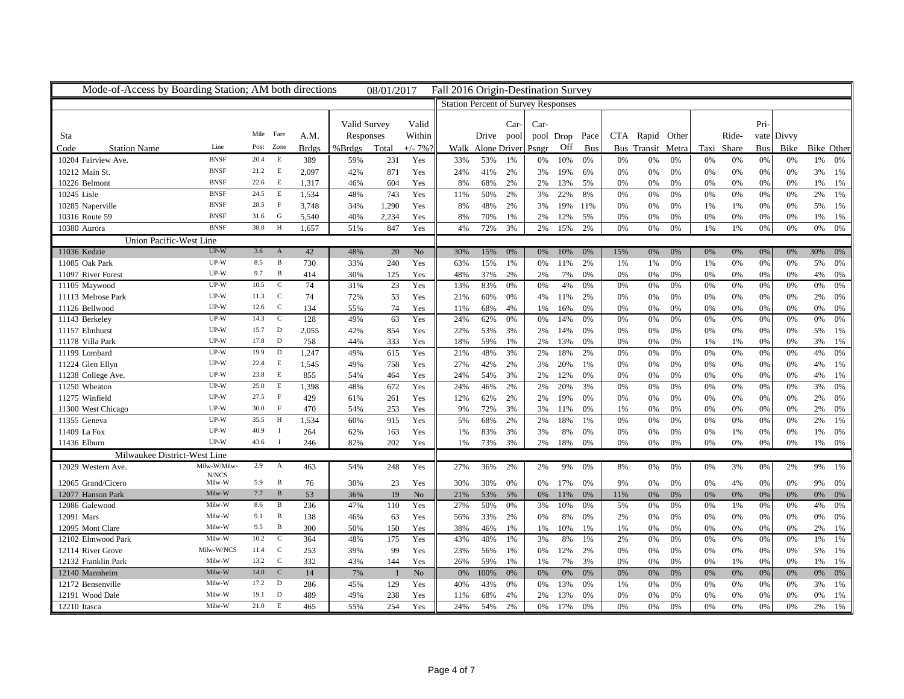Mode-of-Access by Boarding Station; AM both directions 08/01/2017 Fall 2016 Origin-Destination Survey

| Sta Code | Station Name | Line | Mile Post | Fare Zone | A.M. Brdgs | Valid Survey Responses %Brdgs | Valid Survey Responses Total | Valid Within +/- 7%? | Walk | Drive Alone | Car-pool Driver | Car-pool Psngr | Drop Off | Pace Bus | CTA Bus | Rapid Transit | Other Metra | Taxi | Ride-Share | Pri-vate Bus | Divvy Bike | Bike | Other |
|---|---|---|---|---|---|---|---|---|---|---|---|---|---|---|---|---|---|---|---|---|---|---|---|
| | | | | | | | | | Station Percent of Survey Responses | | | | | | | | | | | | | | |
| 10204 | Fairview Ave. | BNSF | 20.4 | E | 389 | 59% | 231 | Yes | 33% | 53% | 1% | 0% | 10% | 0% | 0% | 0% | 0% | 0% | 0% | 0% | 0% | 1% | 0% |
| 10212 | Main St. | BNSF | 21.2 | E | 2,097 | 42% | 871 | Yes | 24% | 41% | 2% | 3% | 19% | 6% | 0% | 0% | 0% | 0% | 0% | 0% | 0% | 3% | 1% |
| 10226 | Belmont | BNSF | 22.6 | E | 1,317 | 46% | 604 | Yes | 8% | 68% | 2% | 2% | 13% | 5% | 0% | 0% | 0% | 0% | 0% | 0% | 0% | 1% | 1% |
| 10245 | Lisle | BNSF | 24.5 | E | 1,534 | 48% | 743 | Yes | 11% | 50% | 2% | 3% | 22% | 8% | 0% | 0% | 0% | 0% | 0% | 0% | 0% | 2% | 1% |
| 10285 | Naperville | BNSF | 28.5 | F | 3,748 | 34% | 1,290 | Yes | 8% | 48% | 2% | 3% | 19% | 11% | 0% | 0% | 0% | 1% | 1% | 0% | 0% | 5% | 1% |
| 10316 | Route 59 | BNSF | 31.6 | G | 5,540 | 40% | 2,234 | Yes | 8% | 70% | 1% | 2% | 12% | 5% | 0% | 0% | 0% | 0% | 0% | 0% | 0% | 1% | 1% |
| 10380 | Aurora | BNSF | 38.0 | H | 1,657 | 51% | 847 | Yes | 4% | 72% | 3% | 2% | 15% | 2% | 0% | 0% | 0% | 1% | 1% | 0% | 0% | 0% | 0% |
| | Union Pacific-West Line | | | | | | | | | | | | | | | | | | | | | | |
| 11036 | Kedzie | UP-W | 3.6 | A | 42 | 48% | 20 | No | 30% | 15% | 0% | 0% | 10% | 0% | 15% | 0% | 0% | 0% | 0% | 0% | 0% | 30% | 0% |
| 11085 | Oak Park | UP-W | 8.5 | B | 730 | 33% | 240 | Yes | 63% | 15% | 1% | 0% | 11% | 2% | 1% | 1% | 0% | 1% | 0% | 0% | 0% | 5% | 0% |
| 11097 | River Forest | UP-W | 9.7 | B | 414 | 30% | 125 | Yes | 48% | 37% | 2% | 2% | 7% | 0% | 0% | 0% | 0% | 0% | 0% | 0% | 0% | 4% | 0% |
| 11105 | Maywood | UP-W | 10.5 | C | 74 | 31% | 23 | Yes | 13% | 83% | 0% | 0% | 4% | 0% | 0% | 0% | 0% | 0% | 0% | 0% | 0% | 0% | 0% |
| 11113 | Melrose Park | UP-W | 11.3 | C | 74 | 72% | 53 | Yes | 21% | 60% | 0% | 4% | 11% | 2% | 0% | 0% | 0% | 0% | 0% | 0% | 0% | 2% | 0% |
| 11126 | Bellwood | UP-W | 12.6 | C | 134 | 55% | 74 | Yes | 11% | 68% | 4% | 1% | 16% | 0% | 0% | 0% | 0% | 0% | 0% | 0% | 0% | 0% | 0% |
| 11143 | Berkeley | UP-W | 14.3 | C | 128 | 49% | 63 | Yes | 24% | 62% | 0% | 0% | 14% | 0% | 0% | 0% | 0% | 0% | 0% | 0% | 0% | 0% | 0% |
| 11157 | Elmhurst | UP-W | 15.7 | D | 2,055 | 42% | 854 | Yes | 22% | 53% | 3% | 2% | 14% | 0% | 0% | 0% | 0% | 0% | 0% | 0% | 0% | 5% | 1% |
| 11178 | Villa Park | UP-W | 17.8 | D | 758 | 44% | 333 | Yes | 18% | 59% | 1% | 2% | 13% | 0% | 0% | 0% | 0% | 1% | 1% | 0% | 0% | 3% | 1% |
| 11199 | Lombard | UP-W | 19.9 | D | 1,247 | 49% | 615 | Yes | 21% | 48% | 3% | 2% | 18% | 2% | 0% | 0% | 0% | 0% | 0% | 0% | 0% | 4% | 0% |
| 11224 | Glen Ellyn | UP-W | 22.4 | E | 1,545 | 49% | 758 | Yes | 27% | 42% | 2% | 3% | 20% | 1% | 0% | 0% | 0% | 0% | 0% | 0% | 0% | 4% | 1% |
| 11238 | College Ave. | UP-W | 23.8 | E | 855 | 54% | 464 | Yes | 24% | 54% | 3% | 2% | 12% | 0% | 0% | 0% | 0% | 0% | 0% | 0% | 0% | 4% | 1% |
| 11250 | Wheaton | UP-W | 25.0 | E | 1,398 | 48% | 672 | Yes | 24% | 46% | 2% | 2% | 20% | 3% | 0% | 0% | 0% | 0% | 0% | 0% | 0% | 3% | 0% |
| 11275 | Winfield | UP-W | 27.5 | F | 429 | 61% | 261 | Yes | 12% | 62% | 2% | 2% | 19% | 0% | 0% | 0% | 0% | 0% | 0% | 0% | 0% | 2% | 0% |
| 11300 | West Chicago | UP-W | 30.0 | F | 470 | 54% | 253 | Yes | 9% | 72% | 3% | 3% | 11% | 0% | 1% | 0% | 0% | 0% | 0% | 0% | 0% | 2% | 0% |
| 11355 | Geneva | UP-W | 35.5 | H | 1,534 | 60% | 915 | Yes | 5% | 68% | 2% | 2% | 18% | 1% | 0% | 0% | 0% | 0% | 0% | 0% | 0% | 2% | 1% |
| 11409 | La Fox | UP-W | 40.9 | I | 264 | 62% | 163 | Yes | 1% | 83% | 3% | 3% | 8% | 0% | 0% | 0% | 0% | 0% | 1% | 0% | 0% | 1% | 0% |
| 11436 | Elburn | UP-W | 43.6 | I | 246 | 82% | 202 | Yes | 1% | 73% | 3% | 2% | 18% | 0% | 0% | 0% | 0% | 0% | 0% | 0% | 0% | 1% | 0% |
| | Milwaukee District-West Line | | | | | | | | | | | | | | | | | | | | | | |
| 12029 | Western Ave. | Milw-W/Milw-N/NCS | 2.9 | A | 463 | 54% | 248 | Yes | 27% | 36% | 2% | 2% | 9% | 0% | 8% | 0% | 0% | 0% | 3% | 0% | 2% | 9% | 1% |
| 12065 | Grand/Cicero | Milw-W | 5.9 | B | 76 | 30% | 23 | Yes | 30% | 30% | 0% | 0% | 17% | 0% | 9% | 0% | 0% | 0% | 4% | 0% | 0% | 9% | 0% |
| 12077 | Hanson Park | Milw-W | 7.7 | B | 53 | 36% | 19 | No | 21% | 53% | 5% | 0% | 11% | 0% | 11% | 0% | 0% | 0% | 0% | 0% | 0% | 0% | 0% |
| 12086 | Galewood | Milw-W | 8.6 | B | 236 | 47% | 110 | Yes | 27% | 50% | 0% | 3% | 10% | 0% | 5% | 0% | 0% | 0% | 1% | 0% | 0% | 4% | 0% |
| 12091 | Mars | Milw-W | 9.1 | B | 138 | 46% | 63 | Yes | 56% | 33% | 2% | 0% | 8% | 0% | 2% | 0% | 0% | 0% | 0% | 0% | 0% | 0% | 0% |
| 12095 | Mont Clare | Milw-W | 9.5 | B | 300 | 50% | 150 | Yes | 38% | 46% | 1% | 1% | 10% | 1% | 1% | 0% | 0% | 0% | 0% | 0% | 0% | 2% | 1% |
| 12102 | Elmwood Park | Milw-W | 10.2 | C | 364 | 48% | 175 | Yes | 43% | 40% | 1% | 3% | 8% | 1% | 2% | 0% | 0% | 0% | 0% | 0% | 0% | 1% | 1% |
| 12114 | River Grove | Milw-W/NCS | 11.4 | C | 253 | 39% | 99 | Yes | 23% | 56% | 1% | 0% | 12% | 2% | 0% | 0% | 0% | 0% | 0% | 0% | 0% | 5% | 1% |
| 12132 | Franklin Park | Milw-W | 13.2 | C | 332 | 43% | 144 | Yes | 26% | 59% | 1% | 1% | 7% | 3% | 0% | 0% | 0% | 0% | 1% | 0% | 0% | 1% | 1% |
| 12140 | Mannheim | Milw-W | 14.0 | C | 14 | 7% | 1 | No | 0% | 100% | 0% | 0% | 0% | 0% | 0% | 0% | 0% | 0% | 0% | 0% | 0% | 0% | 0% |
| 12172 | Bensenville | Milw-W | 17.2 | D | 286 | 45% | 129 | Yes | 40% | 43% | 0% | 0% | 13% | 0% | 1% | 0% | 0% | 0% | 0% | 0% | 0% | 3% | 1% |
| 12191 | Wood Dale | Milw-W | 19.1 | D | 489 | 49% | 238 | Yes | 11% | 68% | 4% | 2% | 13% | 0% | 0% | 0% | 0% | 0% | 0% | 0% | 0% | 0% | 1% |
| 12210 | Itasca | Milw-W | 21.0 | E | 465 | 55% | 254 | Yes | 24% | 54% | 2% | 0% | 17% | 0% | 0% | 0% | 0% | 0% | 0% | 0% | 0% | 2% | 1% |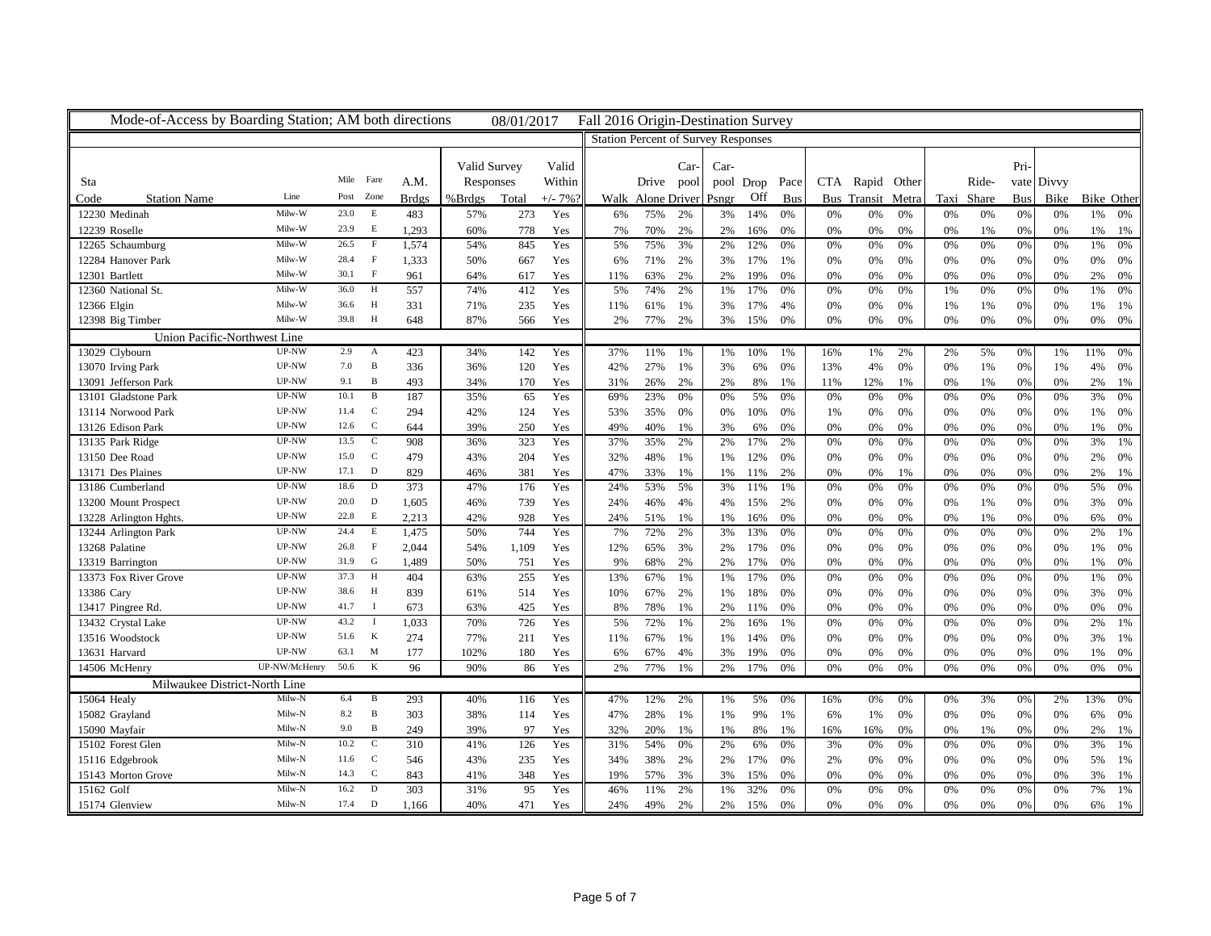# Mode-of-Access by Boarding Station; AM both directions 08/01/2017 Fall 2016 Origin-Destination Survey

| Sta Code | Station Name | Line | Mile Post | Fare Zone | A.M. Brdgs | Valid Survey Responses %Brdgs | Valid Survey Responses Total | Valid Within +/- 7%? | Walk | Drive Alone | Car-pool Driver | Car-pool Psngr | Drop Off | Pace Bus | CTA Bus | Rapid Transit | Other Metra | Taxi | Ride-Share | Pri-vate Bus | Divvy Bike | Bike | Other |
|---|---|---|---|---|---|---|---|---|---|---|---|---|---|---|---|---|---|---|---|---|---|---|---|
| | | | | | | | | | Station Percent of Survey Responses | | | | | | | | | | | | | | |
| 12230 | Medinah | Milw-W | 23.0 | E | 483 | 57% | 273 | Yes | 6% | 75% | 2% | 3% | 14% | 0% | 0% | 0% | 0% | 0% | 0% | 0% | 0% | 1% | 0% |
| 12239 | Roselle | Milw-W | 23.9 | E | 1,293 | 60% | 778 | Yes | 7% | 70% | 2% | 2% | 16% | 0% | 0% | 0% | 0% | 0% | 1% | 0% | 0% | 1% | 1% |
| 12265 | Schaumburg | Milw-W | 26.5 | F | 1,574 | 54% | 845 | Yes | 5% | 75% | 3% | 2% | 12% | 0% | 0% | 0% | 0% | 0% | 0% | 0% | 0% | 1% | 0% |
| 12284 | Hanover Park | Milw-W | 28.4 | F | 1,333 | 50% | 667 | Yes | 6% | 71% | 2% | 3% | 17% | 1% | 0% | 0% | 0% | 0% | 0% | 0% | 0% | 0% | 0% |
| 12301 | Bartlett | Milw-W | 30.1 | F | 961 | 64% | 617 | Yes | 11% | 63% | 2% | 2% | 19% | 0% | 0% | 0% | 0% | 0% | 0% | 0% | 0% | 2% | 0% |
| 12360 | National St. | Milw-W | 36.0 | H | 557 | 74% | 412 | Yes | 5% | 74% | 2% | 1% | 17% | 0% | 0% | 0% | 0% | 1% | 0% | 0% | 0% | 1% | 0% |
| 12366 | Elgin | Milw-W | 36.6 | H | 331 | 71% | 235 | Yes | 11% | 61% | 1% | 3% | 17% | 4% | 0% | 0% | 0% | 1% | 1% | 0% | 0% | 1% | 1% |
| 12398 | Big Timber | Milw-W | 39.8 | H | 648 | 87% | 566 | Yes | 2% | 77% | 2% | 3% | 15% | 0% | 0% | 0% | 0% | 0% | 0% | 0% | 0% | 0% | 0% |
| | **Union Pacific-Northwest Line** | | | | | | | | | | | | | | | | | | | | | | |
| 13029 | Clybourn | UP-NW | 2.9 | A | 423 | 34% | 142 | Yes | 37% | 11% | 1% | 1% | 10% | 1% | 16% | 1% | 2% | 2% | 5% | 0% | 1% | 11% | 0% |
| 13070 | Irving Park | UP-NW | 7.0 | B | 336 | 36% | 120 | Yes | 42% | 27% | 1% | 3% | 6% | 0% | 13% | 4% | 0% | 0% | 1% | 0% | 1% | 4% | 0% |
| 13091 | Jefferson Park | UP-NW | 9.1 | B | 493 | 34% | 170 | Yes | 31% | 26% | 2% | 2% | 8% | 1% | 11% | 12% | 1% | 0% | 1% | 0% | 0% | 2% | 1% |
| 13101 | Gladstone Park | UP-NW | 10.1 | B | 187 | 35% | 65 | Yes | 69% | 23% | 0% | 0% | 5% | 0% | 0% | 0% | 0% | 0% | 0% | 0% | 0% | 3% | 0% |
| 13114 | Norwood Park | UP-NW | 11.4 | C | 294 | 42% | 124 | Yes | 53% | 35% | 0% | 0% | 10% | 0% | 1% | 0% | 0% | 0% | 0% | 0% | 0% | 1% | 0% |
| 13126 | Edison Park | UP-NW | 12.6 | C | 644 | 39% | 250 | Yes | 49% | 40% | 1% | 3% | 6% | 0% | 0% | 0% | 0% | 0% | 0% | 0% | 0% | 1% | 0% |
| 13135 | Park Ridge | UP-NW | 13.5 | C | 908 | 36% | 323 | Yes | 37% | 35% | 2% | 2% | 17% | 2% | 0% | 0% | 0% | 0% | 0% | 0% | 0% | 3% | 1% |
| 13150 | Dee Road | UP-NW | 15.0 | C | 479 | 43% | 204 | Yes | 32% | 48% | 1% | 1% | 12% | 0% | 0% | 0% | 0% | 0% | 0% | 0% | 0% | 2% | 0% |
| 13171 | Des Plaines | UP-NW | 17.1 | D | 829 | 46% | 381 | Yes | 47% | 33% | 1% | 1% | 11% | 2% | 0% | 0% | 1% | 0% | 0% | 0% | 0% | 2% | 1% |
| 13186 | Cumberland | UP-NW | 18.6 | D | 373 | 47% | 176 | Yes | 24% | 53% | 5% | 3% | 11% | 1% | 0% | 0% | 0% | 0% | 0% | 0% | 0% | 5% | 0% |
| 13200 | Mount Prospect | UP-NW | 20.0 | D | 1,605 | 46% | 739 | Yes | 24% | 46% | 4% | 4% | 15% | 2% | 0% | 0% | 0% | 0% | 1% | 0% | 0% | 3% | 0% |
| 13228 | Arlington Hghts. | UP-NW | 22.8 | E | 2,213 | 42% | 928 | Yes | 24% | 51% | 1% | 1% | 16% | 0% | 0% | 0% | 0% | 0% | 1% | 0% | 0% | 6% | 0% |
| 13244 | Arlington Park | UP-NW | 24.4 | E | 1,475 | 50% | 744 | Yes | 7% | 72% | 2% | 3% | 13% | 0% | 0% | 0% | 0% | 0% | 0% | 0% | 0% | 2% | 1% |
| 13268 | Palatine | UP-NW | 26.8 | F | 2,044 | 54% | 1,109 | Yes | 12% | 65% | 3% | 2% | 17% | 0% | 0% | 0% | 0% | 0% | 0% | 0% | 0% | 1% | 0% |
| 13319 | Barrington | UP-NW | 31.9 | G | 1,489 | 50% | 751 | Yes | 9% | 68% | 2% | 2% | 17% | 0% | 0% | 0% | 0% | 0% | 0% | 0% | 0% | 1% | 0% |
| 13373 | Fox River Grove | UP-NW | 37.3 | H | 404 | 63% | 255 | Yes | 13% | 67% | 1% | 1% | 17% | 0% | 0% | 0% | 0% | 0% | 0% | 0% | 0% | 1% | 0% |
| 13386 | Cary | UP-NW | 38.6 | H | 839 | 61% | 514 | Yes | 10% | 67% | 2% | 1% | 18% | 0% | 0% | 0% | 0% | 0% | 0% | 0% | 0% | 3% | 0% |
| 13417 | Pingree Rd. | UP-NW | 41.7 | I | 673 | 63% | 425 | Yes | 8% | 78% | 1% | 2% | 11% | 0% | 0% | 0% | 0% | 0% | 0% | 0% | 0% | 0% | 0% |
| 13432 | Crystal Lake | UP-NW | 43.2 | I | 1,033 | 70% | 726 | Yes | 5% | 72% | 1% | 2% | 16% | 1% | 0% | 0% | 0% | 0% | 0% | 0% | 0% | 2% | 1% |
| 13516 | Woodstock | UP-NW | 51.6 | K | 274 | 77% | 211 | Yes | 11% | 67% | 1% | 1% | 14% | 0% | 0% | 0% | 0% | 0% | 0% | 0% | 0% | 3% | 1% |
| 13631 | Harvard | UP-NW | 63.1 | M | 177 | 102% | 180 | Yes | 6% | 67% | 4% | 3% | 19% | 0% | 0% | 0% | 0% | 0% | 0% | 0% | 0% | 1% | 0% |
| 14506 | McHenry | UP-NW/McHenry | 50.6 | K | 96 | 90% | 86 | Yes | 2% | 77% | 1% | 2% | 17% | 0% | 0% | 0% | 0% | 0% | 0% | 0% | 0% | 0% | 0% |
| | **Milwaukee District-North Line** | | | | | | | | | | | | | | | | | | | | | | |
| 15064 | Healy | Milw-N | 6.4 | B | 293 | 40% | 116 | Yes | 47% | 12% | 2% | 1% | 5% | 0% | 16% | 0% | 0% | 0% | 3% | 0% | 2% | 13% | 0% |
| 15082 | Grayland | Milw-N | 8.2 | B | 303 | 38% | 114 | Yes | 47% | 28% | 1% | 1% | 9% | 1% | 6% | 1% | 0% | 0% | 0% | 0% | 0% | 6% | 0% |
| 15090 | Mayfair | Milw-N | 9.0 | B | 249 | 39% | 97 | Yes | 32% | 20% | 1% | 1% | 8% | 1% | 16% | 16% | 0% | 0% | 1% | 0% | 0% | 2% | 1% |
| 15102 | Forest Glen | Milw-N | 10.2 | C | 310 | 41% | 126 | Yes | 31% | 54% | 0% | 2% | 6% | 0% | 3% | 0% | 0% | 0% | 0% | 0% | 0% | 3% | 1% |
| 15116 | Edgebrook | Milw-N | 11.6 | C | 546 | 43% | 235 | Yes | 34% | 38% | 2% | 2% | 17% | 0% | 2% | 0% | 0% | 0% | 0% | 0% | 0% | 5% | 1% |
| 15143 | Morton Grove | Milw-N | 14.3 | C | 843 | 41% | 348 | Yes | 19% | 57% | 3% | 3% | 15% | 0% | 0% | 0% | 0% | 0% | 0% | 0% | 0% | 3% | 1% |
| 15162 | Golf | Milw-N | 16.2 | D | 303 | 31% | 95 | Yes | 46% | 11% | 2% | 1% | 32% | 0% | 0% | 0% | 0% | 0% | 0% | 0% | 0% | 7% | 1% |
| 15174 | Glenview | Milw-N | 17.4 | D | 1,166 | 40% | 471 | Yes | 24% | 49% | 2% | 2% | 15% | 0% | 0% | 0% | 0% | 0% | 0% | 0% | 0% | 6% | 1% |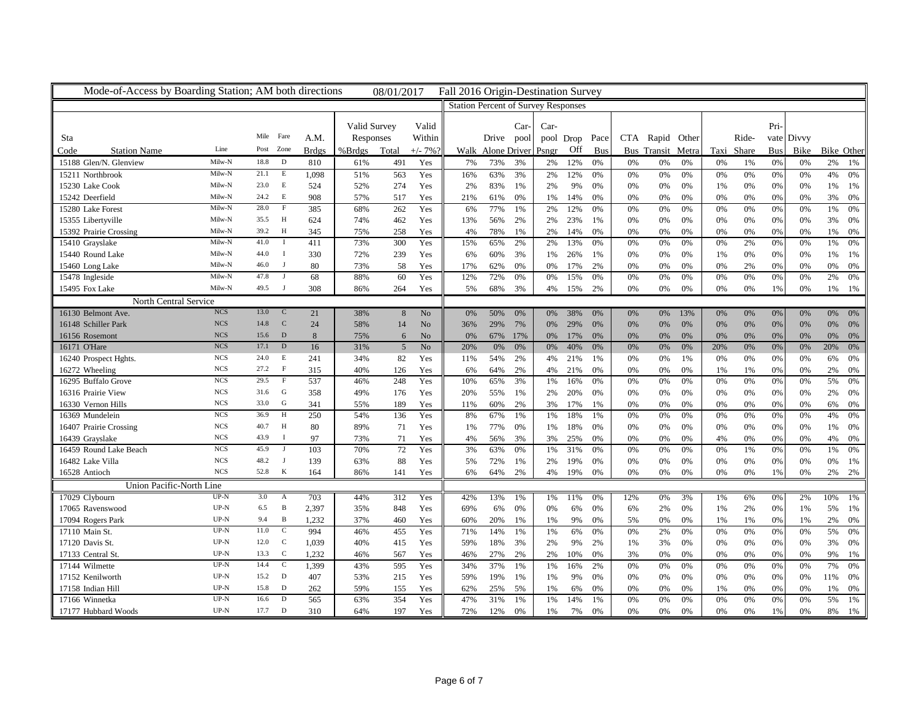# Mode-of-Access by Boarding Station; AM both directions 08/01/2017 Fall 2016 Origin-Destination Survey

| Sta Code | Station Name | Line | Mile Post | Fare Zone | A.M. Brdgs | Valid Survey Responses %Brdgs | Valid Survey Responses Total | Valid Within +/- 7%? | Walk | Drive Alone | Car-pool Driver | Car-pool Psngr | Drop Off | Pace Bus | CTA Bus | Rapid Transit | Other Metra | Taxi | Ride-Share | Pri-vate Bus | Divvy Bike | Bike | Other |
|---|---|---|---|---|---|---|---|---|---|---|---|---|---|---|---|---|---|---|---|---|---|---|---|
| 15188 | Glen/N. Glenview | Milw-N | 18.8 | D | 810 | 61% | 491 | Yes | 7% | 73% | 3% | 2% | 12% | 0% | 0% | 0% | 0% | 0% | 1% | 0% | 0% | 2% | 1% |
| 15211 | Northbrook | Milw-N | 21.1 | E | 1,098 | 51% | 563 | Yes | 16% | 63% | 3% | 2% | 12% | 0% | 0% | 0% | 0% | 0% | 0% | 0% | 0% | 4% | 0% |
| 15230 | Lake Cook | Milw-N | 23.0 | E | 524 | 52% | 274 | Yes | 2% | 83% | 1% | 2% | 9% | 0% | 0% | 0% | 0% | 1% | 0% | 0% | 0% | 1% | 1% |
| 15242 | Deerfield | Milw-N | 24.2 | E | 908 | 57% | 517 | Yes | 21% | 61% | 0% | 1% | 14% | 0% | 0% | 0% | 0% | 0% | 0% | 0% | 0% | 3% | 0% |
| 15280 | Lake Forest | Milw-N | 28.0 | F | 385 | 68% | 262 | Yes | 6% | 77% | 1% | 2% | 12% | 0% | 0% | 0% | 0% | 0% | 0% | 0% | 0% | 1% | 0% |
| 15355 | Libertyville | Milw-N | 35.5 | H | 624 | 74% | 462 | Yes | 13% | 56% | 2% | 2% | 23% | 1% | 0% | 0% | 0% | 0% | 0% | 0% | 0% | 3% | 0% |
| 15392 | Prairie Crossing | Milw-N | 39.2 | H | 345 | 75% | 258 | Yes | 4% | 78% | 1% | 2% | 14% | 0% | 0% | 0% | 0% | 0% | 0% | 0% | 0% | 1% | 0% |
| 15410 | Grayslake | Milw-N | 41.0 | I | 411 | 73% | 300 | Yes | 15% | 65% | 2% | 2% | 13% | 0% | 0% | 0% | 0% | 0% | 2% | 0% | 0% | 1% | 0% |
| 15440 | Round Lake | Milw-N | 44.0 | I | 330 | 72% | 239 | Yes | 6% | 60% | 3% | 1% | 26% | 1% | 0% | 0% | 0% | 1% | 0% | 0% | 0% | 1% | 1% |
| 15460 | Long Lake | Milw-N | 46.0 | J | 80 | 73% | 58 | Yes | 17% | 62% | 0% | 0% | 17% | 2% | 0% | 0% | 0% | 0% | 2% | 0% | 0% | 0% | 0% |
| 15478 | Ingleside | Milw-N | 47.8 | J | 68 | 88% | 60 | Yes | 12% | 72% | 0% | 0% | 15% | 0% | 0% | 0% | 0% | 0% | 0% | 0% | 0% | 2% | 0% |
| 15495 | Fox Lake | Milw-N | 49.5 | J | 308 | 86% | 264 | Yes | 5% | 68% | 3% | 4% | 15% | 2% | 0% | 0% | 0% | 0% | 0% | 1% | 0% | 1% | 1% |
| | **North Central Service** | | | | | | | | | | | | | | | | | | | | | | |
| 16130 | Belmont Ave. | NCS | 13.0 | C | 21 | 38% | 8 | No | 0% | 50% | 0% | 0% | 38% | 0% | 0% | 0% | 13% | 0% | 0% | 0% | 0% | 0% | 0% |
| 16148 | Schiller Park | NCS | 14.8 | C | 24 | 58% | 14 | No | 36% | 29% | 7% | 0% | 29% | 0% | 0% | 0% | 0% | 0% | 0% | 0% | 0% | 0% | 0% |
| 16156 | Rosemont | NCS | 15.6 | D | 8 | 75% | 6 | No | 0% | 67% | 17% | 0% | 17% | 0% | 0% | 0% | 0% | 0% | 0% | 0% | 0% | 0% | 0% |
| 16171 | O'Hare | NCS | 17.1 | D | 16 | 31% | 5 | No | 20% | 0% | 0% | 0% | 40% | 0% | 0% | 0% | 0% | 20% | 0% | 0% | 0% | 20% | 0% |
| 16240 | Prospect Hghts. | NCS | 24.0 | E | 241 | 34% | 82 | Yes | 11% | 54% | 2% | 4% | 21% | 1% | 0% | 0% | 1% | 0% | 0% | 0% | 0% | 6% | 0% |
| 16272 | Wheeling | NCS | 27.2 | F | 315 | 40% | 126 | Yes | 6% | 64% | 2% | 4% | 21% | 0% | 0% | 0% | 0% | 1% | 1% | 0% | 0% | 2% | 0% |
| 16295 | Buffalo Grove | NCS | 29.5 | F | 537 | 46% | 248 | Yes | 10% | 65% | 3% | 1% | 16% | 0% | 0% | 0% | 0% | 0% | 0% | 0% | 0% | 5% | 0% |
| 16316 | Prairie View | NCS | 31.6 | G | 358 | 49% | 176 | Yes | 20% | 55% | 1% | 2% | 20% | 0% | 0% | 0% | 0% | 0% | 0% | 0% | 0% | 2% | 0% |
| 16330 | Vernon Hills | NCS | 33.0 | G | 341 | 55% | 189 | Yes | 11% | 60% | 2% | 3% | 17% | 1% | 0% | 0% | 0% | 0% | 0% | 0% | 0% | 6% | 0% |
| 16369 | Mundelein | NCS | 36.9 | H | 250 | 54% | 136 | Yes | 8% | 67% | 1% | 1% | 18% | 1% | 0% | 0% | 0% | 0% | 0% | 0% | 0% | 4% | 0% |
| 16407 | Prairie Crossing | NCS | 40.7 | H | 80 | 89% | 71 | Yes | 1% | 77% | 0% | 1% | 18% | 0% | 0% | 0% | 0% | 0% | 0% | 0% | 0% | 1% | 0% |
| 16439 | Grayslake | NCS | 43.9 | I | 97 | 73% | 71 | Yes | 4% | 56% | 3% | 3% | 25% | 0% | 0% | 0% | 0% | 4% | 0% | 0% | 0% | 4% | 0% |
| 16459 | Round Lake Beach | NCS | 45.9 | J | 103 | 70% | 72 | Yes | 3% | 63% | 0% | 1% | 31% | 0% | 0% | 0% | 0% | 0% | 1% | 0% | 0% | 1% | 0% |
| 16482 | Lake Villa | NCS | 48.2 | J | 139 | 63% | 88 | Yes | 5% | 72% | 1% | 2% | 19% | 0% | 0% | 0% | 0% | 0% | 0% | 0% | 0% | 0% | 1% |
| 16528 | Antioch | NCS | 52.8 | K | 164 | 86% | 141 | Yes | 6% | 64% | 2% | 4% | 19% | 0% | 0% | 0% | 0% | 0% | 0% | 1% | 0% | 2% | 2% |
| | **Union Pacific-North Line** | | | | | | | | | | | | | | | | | | | | | | |
| 17029 | Clybourn | UP-N | 3.0 | A | 703 | 44% | 312 | Yes | 42% | 13% | 1% | 1% | 11% | 0% | 12% | 0% | 3% | 1% | 6% | 0% | 2% | 10% | 1% |
| 17065 | Ravenswood | UP-N | 6.5 | B | 2,397 | 35% | 848 | Yes | 69% | 6% | 0% | 0% | 6% | 0% | 6% | 2% | 0% | 1% | 2% | 0% | 1% | 5% | 1% |
| 17094 | Rogers Park | UP-N | 9.4 | B | 1,232 | 37% | 460 | Yes | 60% | 20% | 1% | 1% | 9% | 0% | 5% | 0% | 0% | 1% | 1% | 0% | 1% | 2% | 0% |
| 17110 | Main St. | UP-N | 11.0 | C | 994 | 46% | 455 | Yes | 71% | 14% | 1% | 1% | 6% | 0% | 0% | 2% | 0% | 0% | 0% | 0% | 0% | 5% | 0% |
| 17120 | Davis St. | UP-N | 12.0 | C | 1,039 | 40% | 415 | Yes | 59% | 18% | 3% | 2% | 9% | 2% | 1% | 3% | 0% | 0% | 0% | 0% | 0% | 3% | 0% |
| 17133 | Central St. | UP-N | 13.3 | C | 1,232 | 46% | 567 | Yes | 46% | 27% | 2% | 2% | 10% | 0% | 3% | 0% | 0% | 0% | 0% | 0% | 0% | 9% | 1% |
| 17144 | Wilmette | UP-N | 14.4 | C | 1,399 | 43% | 595 | Yes | 34% | 37% | 1% | 1% | 16% | 2% | 0% | 0% | 0% | 0% | 0% | 0% | 0% | 7% | 0% |
| 17152 | Kenilworth | UP-N | 15.2 | D | 407 | 53% | 215 | Yes | 59% | 19% | 1% | 1% | 9% | 0% | 0% | 0% | 0% | 0% | 0% | 0% | 0% | 11% | 0% |
| 17158 | Indian Hill | UP-N | 15.8 | D | 262 | 59% | 155 | Yes | 62% | 25% | 5% | 1% | 6% | 0% | 0% | 0% | 0% | 1% | 0% | 0% | 0% | 1% | 0% |
| 17166 | Winnetka | UP-N | 16.6 | D | 565 | 63% | 354 | Yes | 47% | 31% | 1% | 1% | 14% | 1% | 0% | 0% | 0% | 0% | 0% | 0% | 0% | 5% | 1% |
| 17177 | Hubbard Woods | UP-N | 17.7 | D | 310 | 64% | 197 | Yes | 72% | 12% | 0% | 1% | 7% | 0% | 0% | 0% | 0% | 0% | 0% | 1% | 0% | 8% | 1% |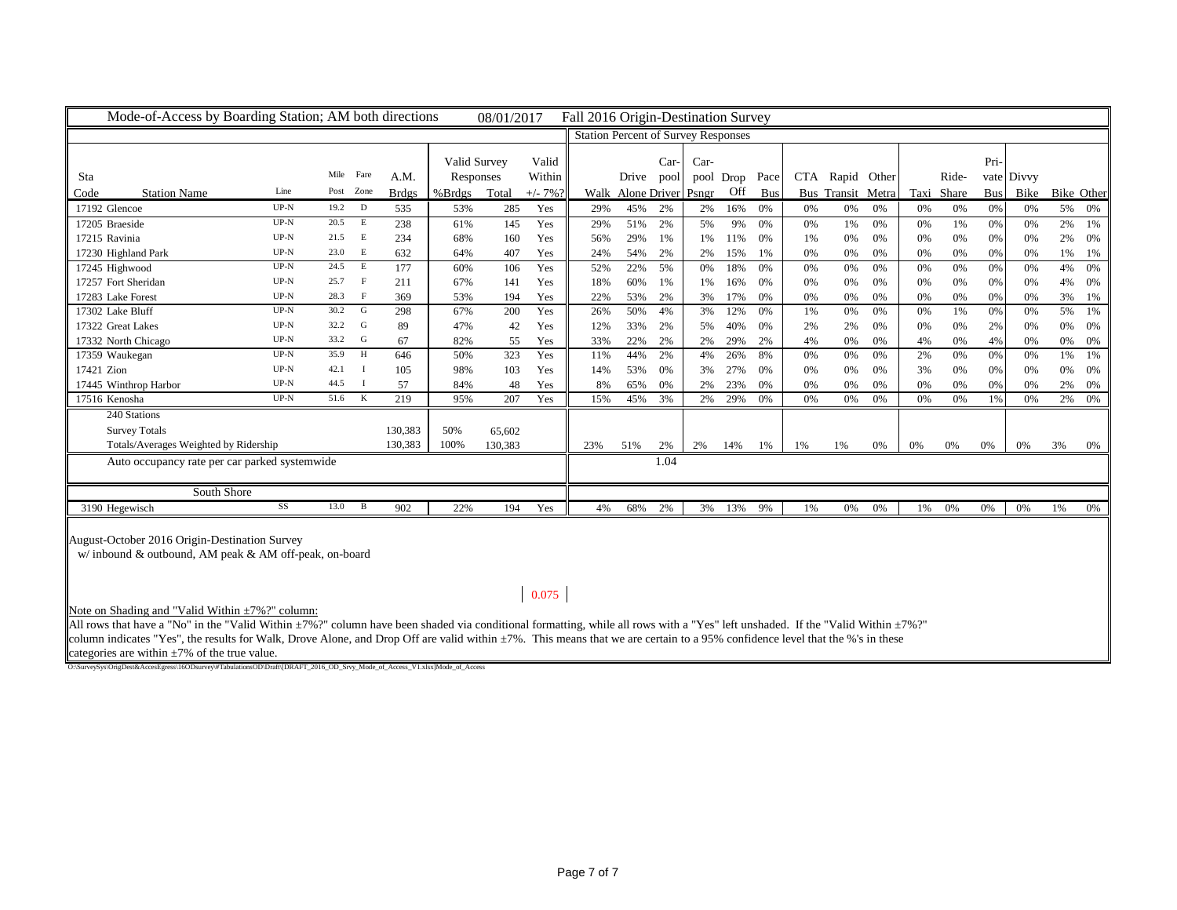Mode-of-Access by Boarding Station; AM both directions 08/01/2017 Fall 2016 Origin-Destination Survey

| | | | | | | | | | Station Percent of Survey Responses | | | | | | | | | | | | | | | | |
|---|---|---|---|---|---|---|---|---|---|---|---|---|---|---|---|---|---|---|---|---|---|---|---|---|---|
| Sta Code | Station Name | Line | Mile Post | Fare Zone | A.M. Brdgs | Valid Survey Responses %Brdgs | Total | Valid Within +/- 7%? | Walk | Drive Alone | Car-pool Driver | Car-pool Psngr | Drop Off | Pace Bus | CTA Bus | Rapid Transit | Other Metra | Taxi | Ride-Share | Pri-vate Bus | Divvy Bike | Bike | Other |
| 17192 | Glencoe | UP-N | 19.2 | D | 535 | 53% | 285 | Yes | 29% | 45% | 2% | 2% | 16% | 0% | 0% | 0% | 0% | 0% | 0% | 0% | 0% | 5% | 0% |
| 17205 | Braeside | UP-N | 20.5 | E | 238 | 61% | 145 | Yes | 29% | 51% | 2% | 5% | 9% | 0% | 0% | 1% | 0% | 0% | 1% | 0% | 0% | 2% | 1% |
| 17215 | Ravinia | UP-N | 21.5 | E | 234 | 68% | 160 | Yes | 56% | 29% | 1% | 1% | 11% | 0% | 1% | 0% | 0% | 0% | 0% | 0% | 0% | 2% | 0% |
| 17230 | Highland Park | UP-N | 23.0 | E | 632 | 64% | 407 | Yes | 24% | 54% | 2% | 2% | 15% | 1% | 0% | 0% | 0% | 0% | 0% | 0% | 0% | 1% | 1% |
| 17245 | Highwood | UP-N | 24.5 | E | 177 | 60% | 106 | Yes | 52% | 22% | 5% | 0% | 18% | 0% | 0% | 0% | 0% | 0% | 0% | 0% | 0% | 4% | 0% |
| 17257 | Fort Sheridan | UP-N | 25.7 | F | 211 | 67% | 141 | Yes | 18% | 60% | 1% | 1% | 16% | 0% | 0% | 0% | 0% | 0% | 0% | 0% | 0% | 4% | 0% |
| 17283 | Lake Forest | UP-N | 28.3 | F | 369 | 53% | 194 | Yes | 22% | 53% | 2% | 3% | 17% | 0% | 0% | 0% | 0% | 0% | 0% | 0% | 0% | 3% | 1% |
| 17302 | Lake Bluff | UP-N | 30.2 | G | 298 | 67% | 200 | Yes | 26% | 50% | 4% | 3% | 12% | 0% | 1% | 0% | 0% | 0% | 1% | 0% | 0% | 5% | 1% |
| 17322 | Great Lakes | UP-N | 32.2 | G | 89 | 47% | 42 | Yes | 12% | 33% | 2% | 5% | 40% | 0% | 2% | 2% | 0% | 0% | 0% | 2% | 0% | 0% | 0% |
| 17332 | North Chicago | UP-N | 33.2 | G | 67 | 82% | 55 | Yes | 33% | 22% | 2% | 2% | 29% | 2% | 4% | 0% | 0% | 4% | 0% | 4% | 0% | 0% | 0% |
| 17359 | Waukegan | UP-N | 35.9 | H | 646 | 50% | 323 | Yes | 11% | 44% | 2% | 4% | 26% | 8% | 0% | 0% | 0% | 2% | 0% | 0% | 0% | 1% | 1% |
| 17421 | Zion | UP-N | 42.1 | I | 105 | 98% | 103 | Yes | 14% | 53% | 0% | 3% | 27% | 0% | 0% | 0% | 0% | 3% | 0% | 0% | 0% | 0% | 0% |
| 17445 | Winthrop Harbor | UP-N | 44.5 | I | 57 | 84% | 48 | Yes | 8% | 65% | 0% | 2% | 23% | 0% | 0% | 0% | 0% | 0% | 0% | 0% | 0% | 2% | 0% |
| 17516 | Kenosha | UP-N | 51.6 | K | 219 | 95% | 207 | Yes | 15% | 45% | 3% | 2% | 29% | 0% | 0% | 0% | 0% | 0% | 0% | 1% | 0% | 2% | 0% |
| | 240 Stations | | | | | | | | | | | | | | | | | | | | | | |
| | Survey Totals | | | | 130,383 | 50% | 65,602 | | | | | | | | | | | | | | | | |
| | Totals/Averages Weighted by Ridership | | | | 130,383 | 100% | 130,383 | | 23% | 51% | 2% | 2% | 14% | 1% | 1% | 1% | 0% | 0% | 0% | 0% | 0% | 3% | 0% |
| | Auto occupancy rate per car parked systemwide | | | | | | | | | | 1.04 | | | | | | | | | | | | |
| | South Shore | | | | | | | | | | | | | | | | | | | | | | |
| 3190 | Hegewisch | SS | 13.0 | B | 902 | 22% | 194 | Yes | 4% | 68% | 2% | 3% | 13% | 9% | 1% | 0% | 0% | 1% | 0% | 0% | 0% | 1% | 0% |

August-October 2016 Origin-Destination Survey
w/ inbound & outbound, AM peak & AM off-peak, on-board

0.075

Note on Shading and "Valid Within ±7%?" column:
All rows that have a "No" in the "Valid Within ±7%?" column have been shaded via conditional formatting, while all rows with a "Yes" left unshaded. If the "Valid Within ±7%?" column indicates "Yes", the results for Walk, Drive Alone, and Drop Off are valid within ±7%. This means that we are certain to a 95% confidence level that the %'s in these categories are within ±7% of the true value.

O:\SurveySys\OrigDest&AccesEgress\16ODsurvey\#TabulationsOD\Draft\[DRAFT_2016_OD_Srvy_Mode_of_Access_V1.xlsx]Mode_of_Access